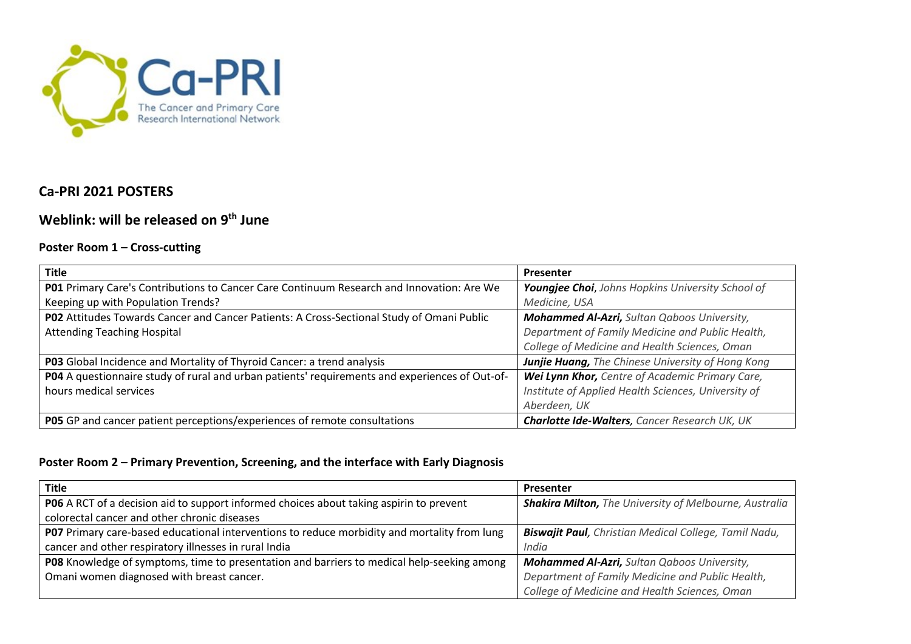# Ca-PRI 2021 POSTERS

## Weblink: will be released on 9th June

### Poster Room 1 – Cross-cutting

| Title | Presenter |
| --- | --- |
| **P01** Primary Care's Contributions to Cancer Care Continuum Research and Innovation: Are We Keeping up with Population Trends? | ***Youngjee Choi***, *Johns Hopkins University School of Medicine, USA* |
| **P02** Attitudes Towards Cancer and Cancer Patients: A Cross-Sectional Study of Omani Public Attending Teaching Hospital | ***Mohammed Al-Azri,*** *Sultan Qaboos University, Department of Family Medicine and Public Health, College of Medicine and Health Sciences, Oman* |
| **P03** Global Incidence and Mortality of Thyroid Cancer: a trend analysis | ***Junjie Huang,*** *The Chinese University of Hong Kong* |
| **P04** A questionnaire study of rural and urban patients' requirements and experiences of Out-of-hours medical services | ***Wei Lynn Khor,*** *Centre of Academic Primary Care, Institute of Applied Health Sciences, University of Aberdeen, UK* |
| **P05** GP and cancer patient perceptions/experiences of remote consultations | ***Charlotte Ide-Walters***, *Cancer Research UK, UK* |

### Poster Room 2 – Primary Prevention, Screening, and the interface with Early Diagnosis

| Title | Presenter |
| --- | --- |
| **P06** A RCT of a decision aid to support informed choices about taking aspirin to prevent colorectal cancer and other chronic diseases | ***Shakira Milton,*** *The University of Melbourne, Australia* |
| **P07** Primary care-based educational interventions to reduce morbidity and mortality from lung cancer and other respiratory illnesses in rural India | ***Biswajit Paul***, *Christian Medical College, Tamil Nadu, India* |
| **P08** Knowledge of symptoms, time to presentation and barriers to medical help-seeking among Omani women diagnosed with breast cancer. | ***Mohammed Al-Azri,*** *Sultan Qaboos University, Department of Family Medicine and Public Health, College of Medicine and Health Sciences, Oman* |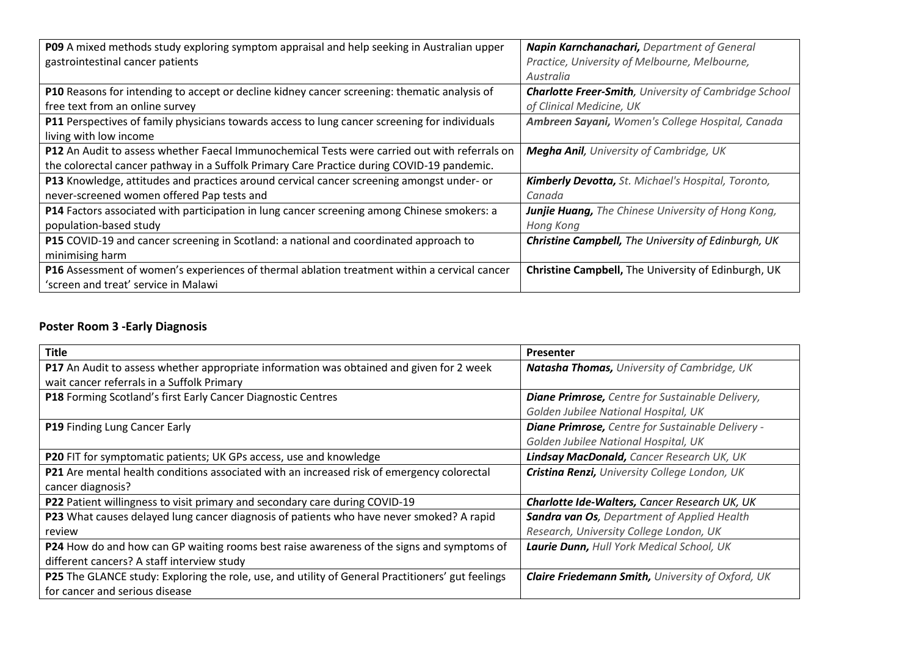| | |
|---|---|
| **P09** A mixed methods study exploring symptom appraisal and help seeking in Australian upper gastrointestinal cancer patients | ***Napin Karnchanachari,*** *Department of General Practice, University of Melbourne, Melbourne, Australia* |
| **P10** Reasons for intending to accept or decline kidney cancer screening: thematic analysis of free text from an online survey | ***Charlotte Freer-Smith,*** *University of Cambridge School of Clinical Medicine, UK* |
| **P11** Perspectives of family physicians towards access to lung cancer screening for individuals living with low income | ***Ambreen Sayani,*** *Women's College Hospital, Canada* |
| **P12** An Audit to assess whether Faecal Immunochemical Tests were carried out with referrals on the colorectal cancer pathway in a Suffolk Primary Care Practice during COVID-19 pandemic. | ***Megha Anil,*** *University of Cambridge, UK* |
| **P13** Knowledge, attitudes and practices around cervical cancer screening amongst under- or never-screened women offered Pap tests and | ***Kimberly Devotta,*** *St. Michael's Hospital, Toronto, Canada* |
| **P14** Factors associated with participation in lung cancer screening among Chinese smokers: a population-based study | ***Junjie Huang,*** *The Chinese University of Hong Kong, Hong Kong* |
| **P15** COVID-19 and cancer screening in Scotland: a national and coordinated approach to minimising harm | ***Christine Campbell,*** *The University of Edinburgh, UK* |
| **P16** Assessment of women's experiences of thermal ablation treatment within a cervical cancer 'screen and treat' service in Malawi | **Christine Campbell,** The University of Edinburgh, UK |

## Poster Room 3 -Early Diagnosis

| Title | Presenter |
|---|---|
| **P17** An Audit to assess whether appropriate information was obtained and given for 2 week wait cancer referrals in a Suffolk Primary | ***Natasha Thomas,*** *University of Cambridge, UK* |
| **P18** Forming Scotland's first Early Cancer Diagnostic Centres | ***Diane Primrose,*** *Centre for Sustainable Delivery, Golden Jubilee National Hospital, UK* |
| **P19** Finding Lung Cancer Early | ***Diane Primrose,*** *Centre for Sustainable Delivery - Golden Jubilee National Hospital, UK* |
| **P20** FIT for symptomatic patients; UK GPs access, use and knowledge | ***Lindsay MacDonald,*** *Cancer Research UK, UK* |
| **P21** Are mental health conditions associated with an increased risk of emergency colorectal cancer diagnosis? | ***Cristina Renzi,*** *University College London, UK* |
| **P22** Patient willingness to visit primary and secondary care during COVID-19 | ***Charlotte Ide-Walters,*** *Cancer Research UK, UK* |
| **P23** What causes delayed lung cancer diagnosis of patients who have never smoked? A rapid review | ***Sandra van Os,*** *Department of Applied Health Research, University College London, UK* |
| **P24** How do and how can GP waiting rooms best raise awareness of the signs and symptoms of different cancers? A staff interview study | ***Laurie Dunn,*** *Hull York Medical School, UK* |
| **P25** The GLANCE study: Exploring the role, use, and utility of General Practitioners' gut feelings for cancer and serious disease | ***Claire Friedemann Smith,*** *University of Oxford, UK* |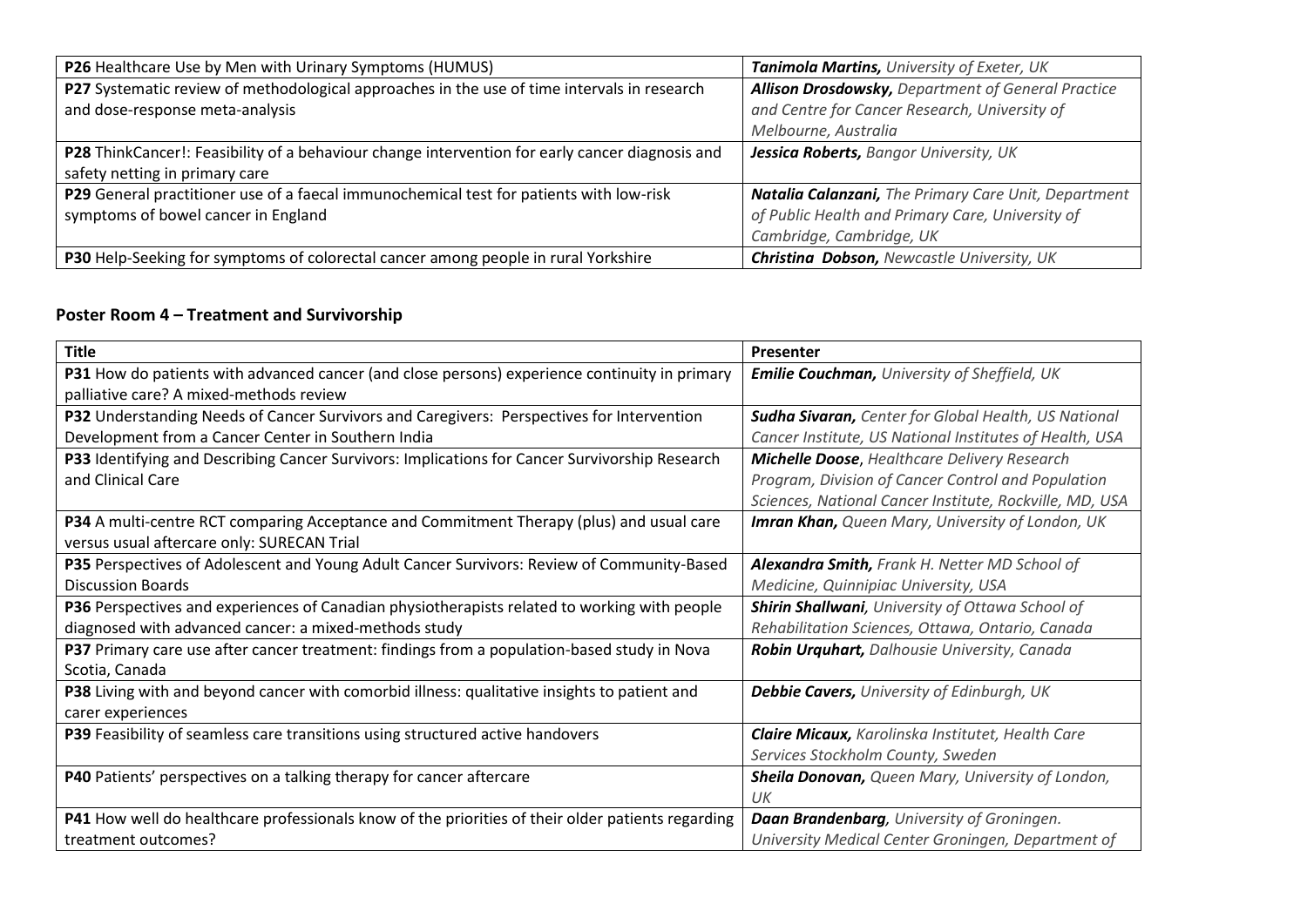| | |
|---|---|
| **P26** Healthcare Use by Men with Urinary Symptoms (HUMUS) | ***Tanimola Martins,*** *University of Exeter, UK* |
| **P27** Systematic review of methodological approaches in the use of time intervals in research and dose-response meta-analysis | ***Allison Drosdowsky,*** *Department of General Practice and Centre for Cancer Research, University of Melbourne, Australia* |
| **P28** ThinkCancer!: Feasibility of a behaviour change intervention for early cancer diagnosis and safety netting in primary care | ***Jessica Roberts,*** *Bangor University, UK* |
| **P29** General practitioner use of a faecal immunochemical test for patients with low-risk symptoms of bowel cancer in England | ***Natalia Calanzani,*** *The Primary Care Unit, Department of Public Health and Primary Care, University of Cambridge, Cambridge, UK* |
| **P30** Help-Seeking for symptoms of colorectal cancer among people in rural Yorkshire | ***Christina Dobson,*** *Newcastle University, UK* |

## Poster Room 4 – Treatment and Survivorship

| Title | Presenter |
|---|---|
| **P31** How do patients with advanced cancer (and close persons) experience continuity in primary palliative care? A mixed-methods review | ***Emilie Couchman,*** *University of Sheffield, UK* |
| **P32** Understanding Needs of Cancer Survivors and Caregivers: Perspectives for Intervention Development from a Cancer Center in Southern India | ***Sudha Sivaran,*** *Center for Global Health, US National Cancer Institute, US National Institutes of Health, USA* |
| **P33** Identifying and Describing Cancer Survivors: Implications for Cancer Survivorship Research and Clinical Care | ***Michelle Doose***, *Healthcare Delivery Research Program, Division of Cancer Control and Population Sciences, National Cancer Institute, Rockville, MD, USA* |
| **P34** A multi-centre RCT comparing Acceptance and Commitment Therapy (plus) and usual care versus usual aftercare only: SURECAN Trial | ***Imran Khan,*** *Queen Mary, University of London, UK* |
| **P35** Perspectives of Adolescent and Young Adult Cancer Survivors: Review of Community-Based Discussion Boards | ***Alexandra Smith,*** *Frank H. Netter MD School of Medicine, Quinnipiac University, USA* |
| **P36** Perspectives and experiences of Canadian physiotherapists related to working with people diagnosed with advanced cancer: a mixed-methods study | ***Shirin Shallwani****, University of Ottawa School of Rehabilitation Sciences, Ottawa, Ontario, Canada* |
| **P37** Primary care use after cancer treatment: findings from a population-based study in Nova Scotia, Canada | ***Robin Urquhart,*** *Dalhousie University, Canada* |
| **P38** Living with and beyond cancer with comorbid illness: qualitative insights to patient and carer experiences | ***Debbie Cavers,*** *University of Edinburgh, UK* |
| **P39** Feasibility of seamless care transitions using structured active handovers | ***Claire Micaux,*** *Karolinska Institutet, Health Care Services Stockholm County, Sweden* |
| **P40** Patients' perspectives on a talking therapy for cancer aftercare | ***Sheila Donovan,*** *Queen Mary, University of London, UK* |
| **P41** How well do healthcare professionals know of the priorities of their older patients regarding treatment outcomes? | ***Daan Brandenbarg****, University of Groningen. University Medical Center Groningen, Department of* |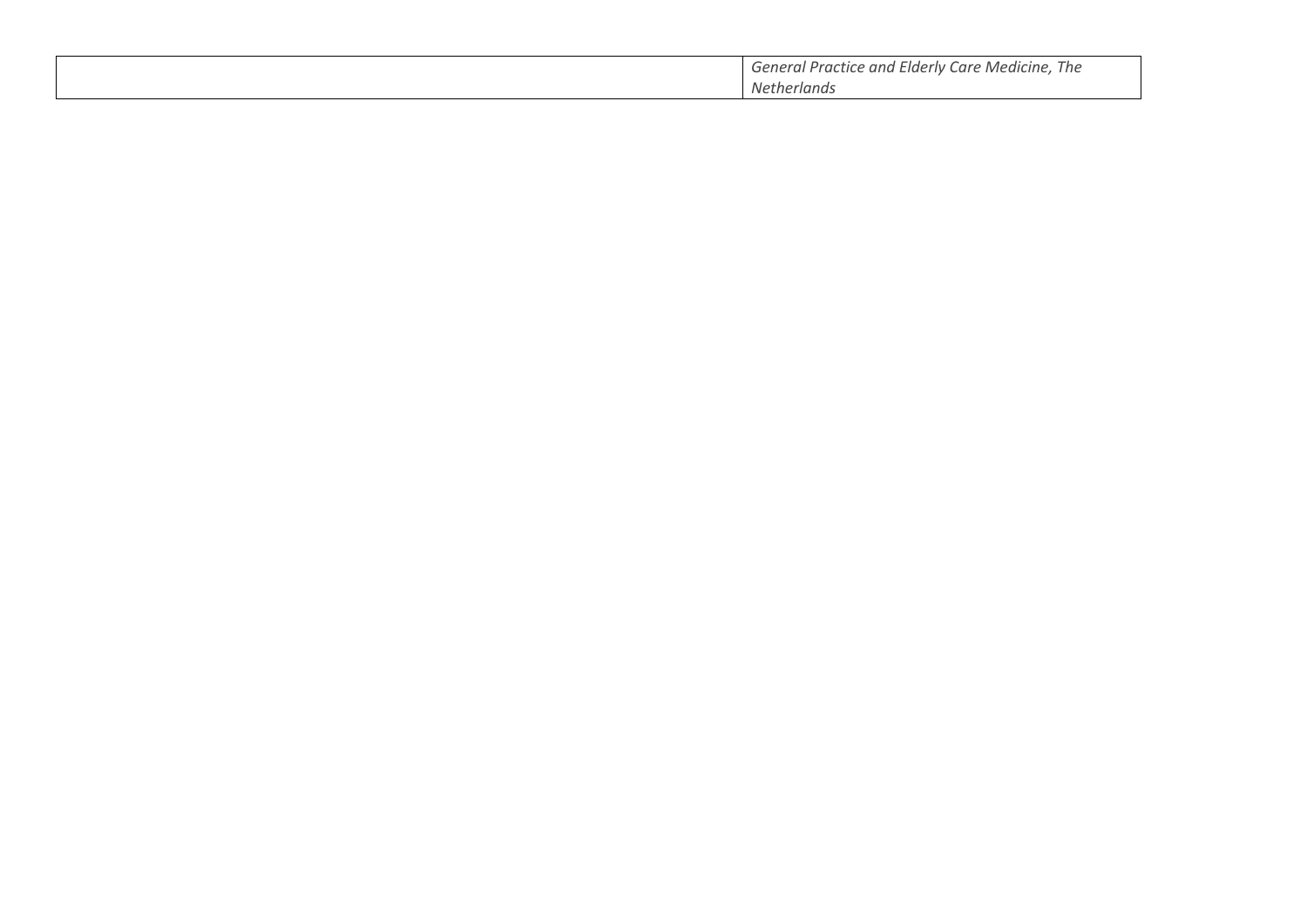| | |
|---|---|
| | *General Practice and Elderly Care Medicine, The Netherlands* |